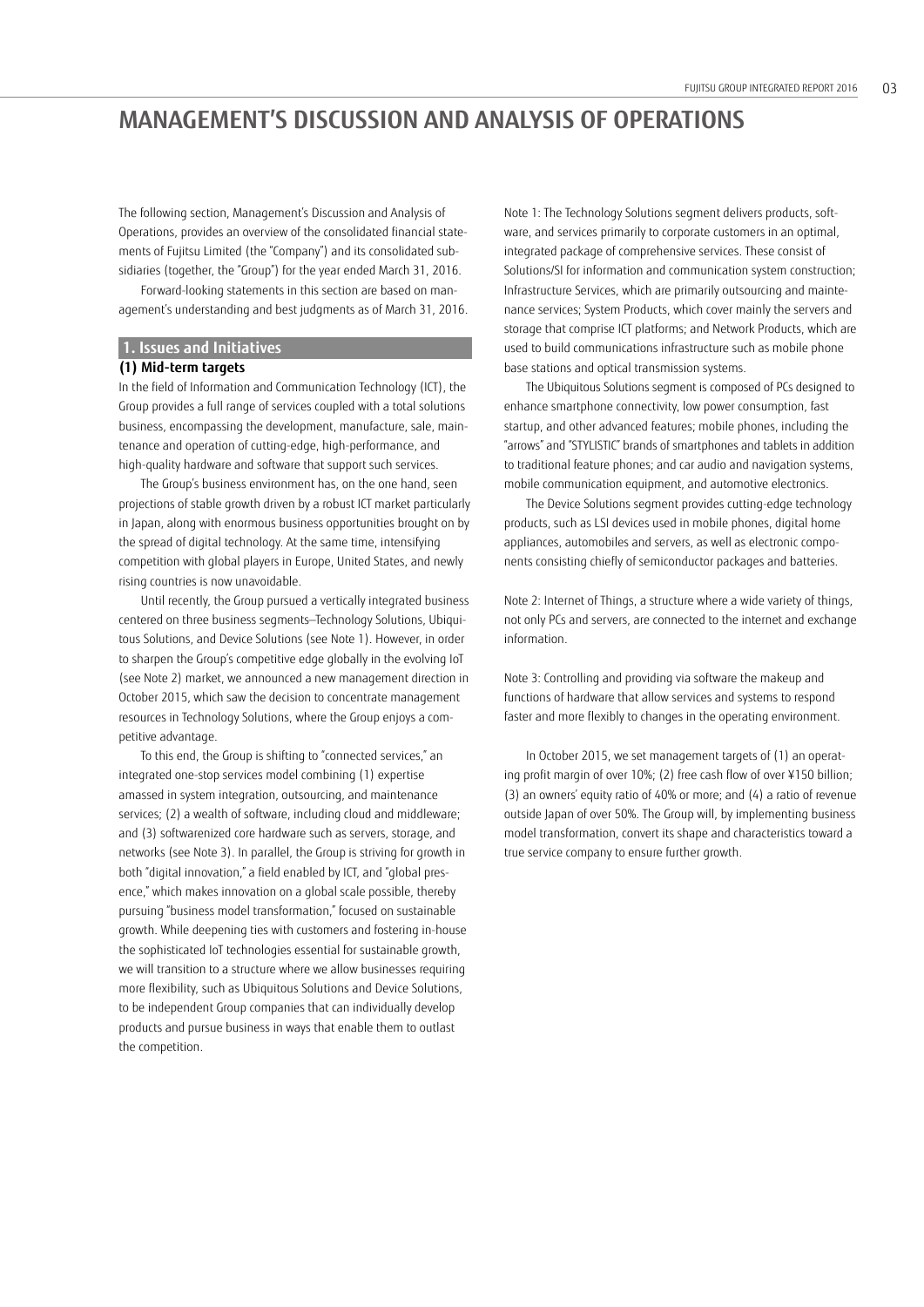# MANAGEMENT'S DISCUSSION AND ANALYSIS OF OPERATIONS

The following section, Management's Discussion and Analysis of Operations, provides an overview of the consolidated financial statements of Fujitsu Limited (the "Company") and its consolidated subsidiaries (together, the "Group") for the year ended March 31, 2016.

Forward-looking statements in this section are based on management's understanding and best judgments as of March 31, 2016.

## 1. Issues and Initiatives

### (1) Mid-term targets

In the field of Information and Communication Technology (ICT), the Group provides a full range of services coupled with a total solutions business, encompassing the development, manufacture, sale, maintenance and operation of cutting-edge, high-performance, and high-quality hardware and software that support such services.

The Group's business environment has, on the one hand, seen projections of stable growth driven by a robust ICT market particularly in Japan, along with enormous business opportunities brought on by the spread of digital technology. At the same time, intensifying competition with global players in Europe, United States, and newly rising countries is now unavoidable.

Until recently, the Group pursued a vertically integrated business centered on three business segments—Technology Solutions, Ubiquitous Solutions, and Device Solutions (see Note 1). However, in order to sharpen the Group's competitive edge globally in the evolving IoT (see Note 2) market, we announced a new management direction in October 2015, which saw the decision to concentrate management resources in Technology Solutions, where the Group enjoys a competitive advantage.

To this end, the Group is shifting to "connected services," an integrated one-stop services model combining (1) expertise amassed in system integration, outsourcing, and maintenance services; (2) a wealth of software, including cloud and middleware; and (3) softwarenized core hardware such as servers, storage, and networks (see Note 3). In parallel, the Group is striving for growth in both "digital innovation," a field enabled by ICT, and "global presence," which makes innovation on a global scale possible, thereby pursuing "business model transformation," focused on sustainable growth. While deepening ties with customers and fostering in-house the sophisticated IoT technologies essential for sustainable growth, we will transition to a structure where we allow businesses requiring more flexibility, such as Ubiquitous Solutions and Device Solutions, to be independent Group companies that can individually develop products and pursue business in ways that enable them to outlast the competition.

Note 1: The Technology Solutions segment delivers products, software, and services primarily to corporate customers in an optimal, integrated package of comprehensive services. These consist of Solutions/SI for information and communication system construction; Infrastructure Services, which are primarily outsourcing and maintenance services; System Products, which cover mainly the servers and storage that comprise ICT platforms; and Network Products, which are used to build communications infrastructure such as mobile phone base stations and optical transmission systems.

The Ubiquitous Solutions segment is composed of PCs designed to enhance smartphone connectivity, low power consumption, fast startup, and other advanced features; mobile phones, including the "arrows" and "STYLISTIC" brands of smartphones and tablets in addition to traditional feature phones; and car audio and navigation systems, mobile communication equipment, and automotive electronics.

The Device Solutions segment provides cutting-edge technology products, such as LSI devices used in mobile phones, digital home appliances, automobiles and servers, as well as electronic components consisting chiefly of semiconductor packages and batteries.

Note 2: Internet of Things, a structure where a wide variety of things, not only PCs and servers, are connected to the internet and exchange information.

Note 3: Controlling and providing via software the makeup and functions of hardware that allow services and systems to respond faster and more flexibly to changes in the operating environment.

In October 2015, we set management targets of (1) an operating profit margin of over 10%; (2) free cash flow of over ¥150 billion; (3) an owners' equity ratio of 40% or more; and (4) a ratio of revenue outside Japan of over 50%. The Group will, by implementing business model transformation, convert its shape and characteristics toward a true service company to ensure further growth.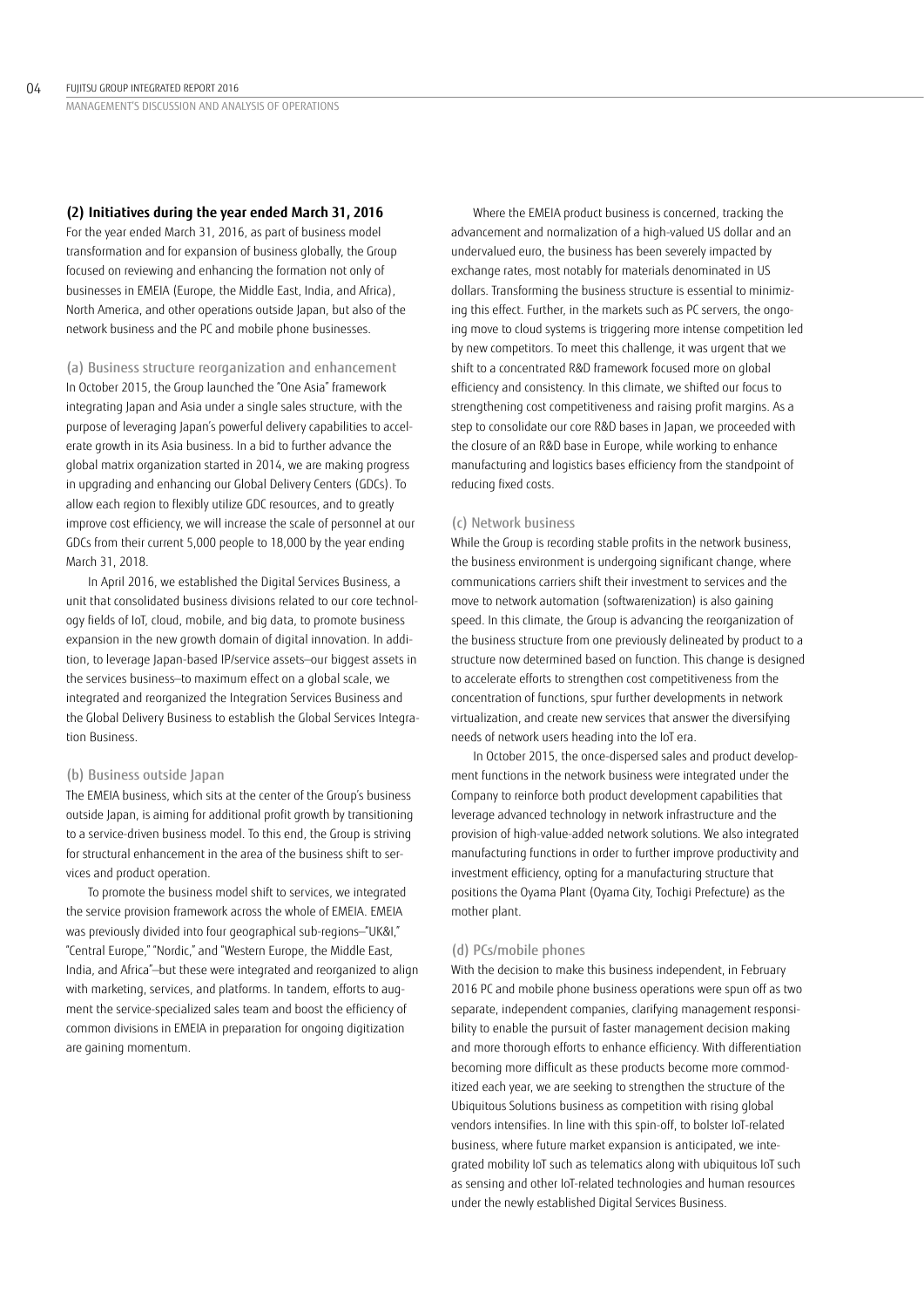### (2) Initiatives during the year ended March 31, 2016

For the year ended March 31, 2016, as part of business model transformation and for expansion of business globally, the Group focused on reviewing and enhancing the formation not only of businesses in EMEIA (Europe, the Middle East, India, and Africa), North America, and other operations outside Japan, but also of the network business and the PC and mobile phone businesses.

#### (a) Business structure reorganization and enhancement

In October 2015, the Group launched the "One Asia" framework integrating Japan and Asia under a single sales structure, with the purpose of leveraging Japan's powerful delivery capabilities to accelerate growth in its Asia business. In a bid to further advance the global matrix organization started in 2014, we are making progress in upgrading and enhancing our Global Delivery Centers (GDCs). To allow each region to flexibly utilize GDC resources, and to greatly improve cost efficiency, we will increase the scale of personnel at our GDCs from their current 5,000 people to 18,000 by the year ending March 31, 2018.

In April 2016, we established the Digital Services Business, a unit that consolidated business divisions related to our core technology fields of IoT, cloud, mobile, and big data, to promote business expansion in the new growth domain of digital innovation. In addition, to leverage Japan-based IP/service assets—our biggest assets in the services business—to maximum effect on a global scale, we integrated and reorganized the Integration Services Business and the Global Delivery Business to establish the Global Services Integration Business.

#### (b) Business outside Japan

The EMEIA business, which sits at the center of the Group's business outside Japan, is aiming for additional profit growth by transitioning to a service-driven business model. To this end, the Group is striving for structural enhancement in the area of the business shift to services and product operation.

To promote the business model shift to services, we integrated the service provision framework across the whole of EMEIA. EMEIA was previously divided into four geographical sub-regions—"UK&I," "Central Europe," "Nordic," and "Western Europe, the Middle East, India, and Africa"—but these were integrated and reorganized to align with marketing, services, and platforms. In tandem, efforts to augment the service-specialized sales team and boost the efficiency of common divisions in EMEIA in preparation for ongoing digitization are gaining momentum.

Where the EMEIA product business is concerned, tracking the advancement and normalization of a high-valued US dollar and an undervalued euro, the business has been severely impacted by exchange rates, most notably for materials denominated in US dollars. Transforming the business structure is essential to minimizing this effect. Further, in the markets such as PC servers, the ongoing move to cloud systems is triggering more intense competition led by new competitors. To meet this challenge, it was urgent that we shift to a concentrated R&D framework focused more on global efficiency and consistency. In this climate, we shifted our focus to strengthening cost competitiveness and raising profit margins. As a step to consolidate our core R&D bases in Japan, we proceeded with the closure of an R&D base in Europe, while working to enhance manufacturing and logistics bases efficiency from the standpoint of reducing fixed costs.

#### (c) Network business

While the Group is recording stable profits in the network business, the business environment is undergoing significant change, where communications carriers shift their investment to services and the move to network automation (softwarenization) is also gaining speed. In this climate, the Group is advancing the reorganization of the business structure from one previously delineated by product to a structure now determined based on function. This change is designed to accelerate efforts to strengthen cost competitiveness from the concentration of functions, spur further developments in network virtualization, and create new services that answer the diversifying needs of network users heading into the IoT era.

In October 2015, the once-dispersed sales and product development functions in the network business were integrated under the Company to reinforce both product development capabilities that leverage advanced technology in network infrastructure and the provision of high-value-added network solutions. We also integrated manufacturing functions in order to further improve productivity and investment efficiency, opting for a manufacturing structure that positions the Oyama Plant (Oyama City, Tochigi Prefecture) as the mother plant.

#### (d) PCs/mobile phones

With the decision to make this business independent, in February 2016 PC and mobile phone business operations were spun off as two separate, independent companies, clarifying management responsibility to enable the pursuit of faster management decision making and more thorough efforts to enhance efficiency. With differentiation becoming more difficult as these products become more commoditized each year, we are seeking to strengthen the structure of the Ubiquitous Solutions business as competition with rising global vendors intensifies. In line with this spin-off, to bolster IoT-related business, where future market expansion is anticipated, we integrated mobility IoT such as telematics along with ubiquitous IoT such as sensing and other IoT-related technologies and human resources under the newly established Digital Services Business.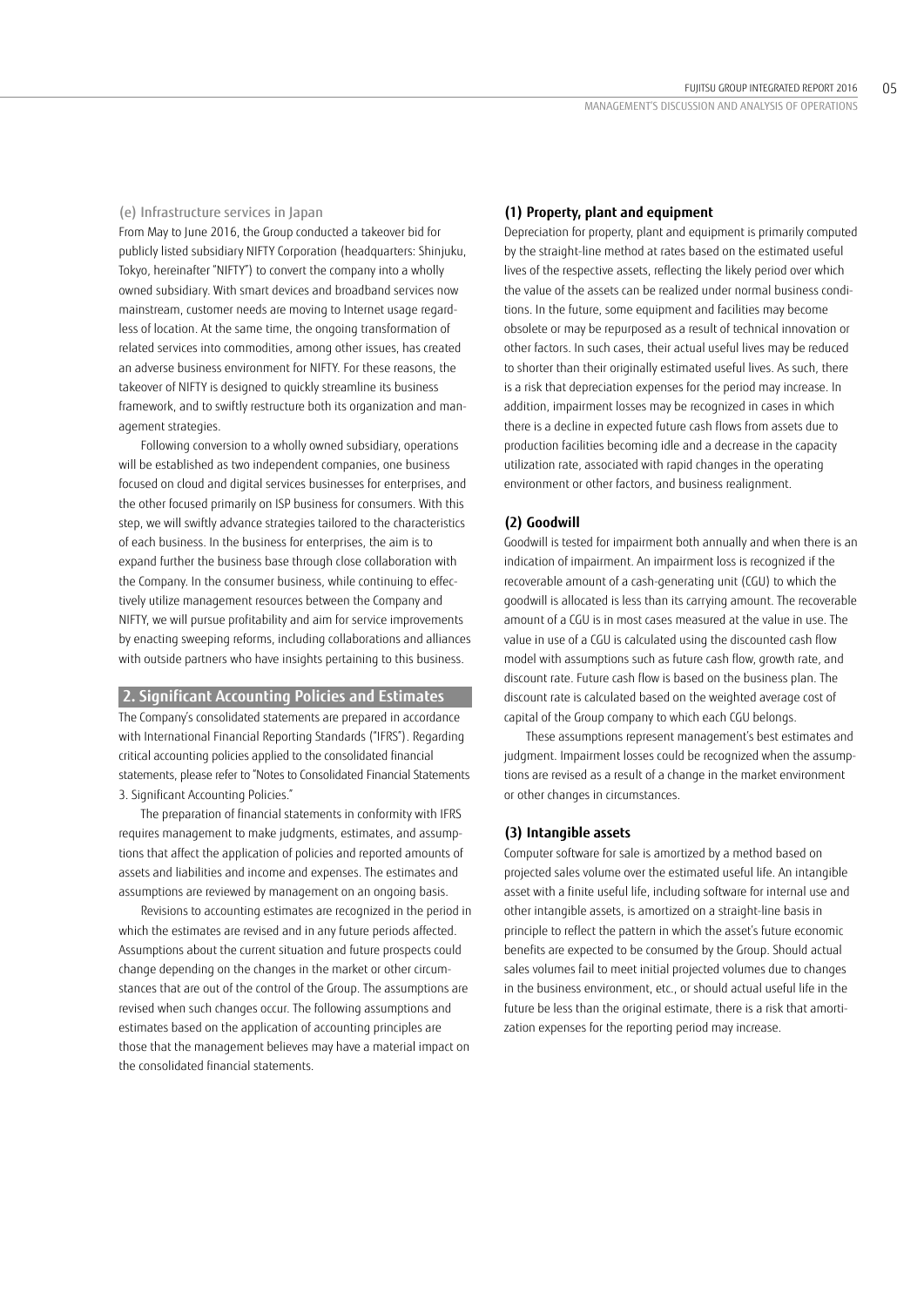### (e) Infrastructure services in Japan

From May to June 2016, the Group conducted a takeover bid for publicly listed subsidiary NIFTY Corporation (headquarters: Shinjuku, Tokyo, hereinafter "NIFTY") to convert the company into a wholly owned subsidiary. With smart devices and broadband services now mainstream, customer needs are moving to Internet usage regardless of location. At the same time, the ongoing transformation of related services into commodities, among other issues, has created an adverse business environment for NIFTY. For these reasons, the takeover of NIFTY is designed to quickly streamline its business framework, and to swiftly restructure both its organization and management strategies.

Following conversion to a wholly owned subsidiary, operations will be established as two independent companies, one business focused on cloud and digital services businesses for enterprises, and the other focused primarily on ISP business for consumers. With this step, we will swiftly advance strategies tailored to the characteristics of each business. In the business for enterprises, the aim is to expand further the business base through close collaboration with the Company. In the consumer business, while continuing to effectively utilize management resources between the Company and NIFTY, we will pursue profitability and aim for service improvements by enacting sweeping reforms, including collaborations and alliances with outside partners who have insights pertaining to this business.

## 2. Significant Accounting Policies and Estimates

The Company's consolidated statements are prepared in accordance with International Financial Reporting Standards ("IFRS"). Regarding critical accounting policies applied to the consolidated financial statements, please refer to "Notes to Consolidated Financial Statements 3. Significant Accounting Policies."

The preparation of financial statements in conformity with IFRS requires management to make judgments, estimates, and assumptions that affect the application of policies and reported amounts of assets and liabilities and income and expenses. The estimates and assumptions are reviewed by management on an ongoing basis.

Revisions to accounting estimates are recognized in the period in which the estimates are revised and in any future periods affected. Assumptions about the current situation and future prospects could change depending on the changes in the market or other circumstances that are out of the control of the Group. The assumptions are revised when such changes occur. The following assumptions and estimates based on the application of accounting principles are those that the management believes may have a material impact on the consolidated financial statements.

### (1) Property, plant and equipment

Depreciation for property, plant and equipment is primarily computed by the straight-line method at rates based on the estimated useful lives of the respective assets, reflecting the likely period over which the value of the assets can be realized under normal business conditions. In the future, some equipment and facilities may become obsolete or may be repurposed as a result of technical innovation or other factors. In such cases, their actual useful lives may be reduced to shorter than their originally estimated useful lives. As such, there is a risk that depreciation expenses for the period may increase. In addition, impairment losses may be recognized in cases in which there is a decline in expected future cash flows from assets due to production facilities becoming idle and a decrease in the capacity utilization rate, associated with rapid changes in the operating environment or other factors, and business realignment.

### (2) Goodwill

Goodwill is tested for impairment both annually and when there is an indication of impairment. An impairment loss is recognized if the recoverable amount of a cash-generating unit (CGU) to which the goodwill is allocated is less than its carrying amount. The recoverable amount of a CGU is in most cases measured at the value in use. The value in use of a CGU is calculated using the discounted cash flow model with assumptions such as future cash flow, growth rate, and discount rate. Future cash flow is based on the business plan. The discount rate is calculated based on the weighted average cost of capital of the Group company to which each CGU belongs.

These assumptions represent management's best estimates and judgment. Impairment losses could be recognized when the assumptions are revised as a result of a change in the market environment or other changes in circumstances.

### (3) Intangible assets

Computer software for sale is amortized by a method based on projected sales volume over the estimated useful life. An intangible asset with a finite useful life, including software for internal use and other intangible assets, is amortized on a straight-line basis in principle to reflect the pattern in which the asset's future economic benefits are expected to be consumed by the Group. Should actual sales volumes fail to meet initial projected volumes due to changes in the business environment, etc., or should actual useful life in the future be less than the original estimate, there is a risk that amortization expenses for the reporting period may increase.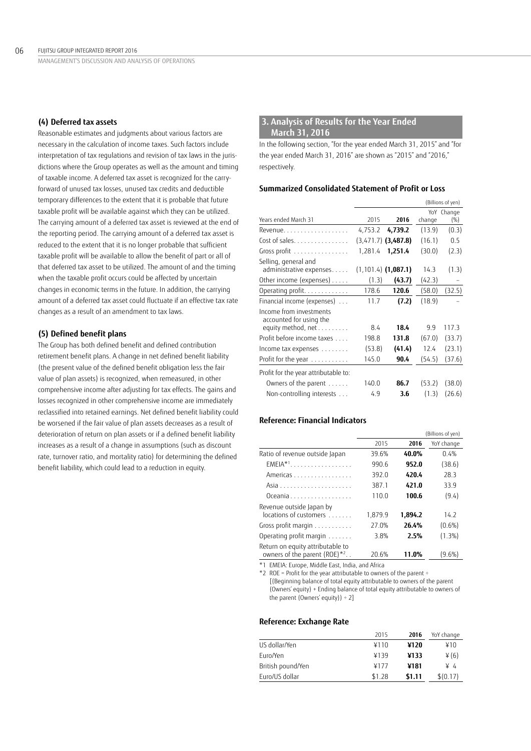### (4) Deferred tax assets

Reasonable estimates and judgments about various factors are necessary in the calculation of income taxes. Such factors include interpretation of tax regulations and revision of tax laws in the jurisdictions where the Group operates as well as the amount and timing of taxable income. A deferred tax asset is recognized for the carry-forward of unused tax losses, unused tax credits and deductible temporary differences to the extent that it is probable that future taxable profit will be available against which they can be utilized. The carrying amount of a deferred tax asset is reviewed at the end of the reporting period. The carrying amount of a deferred tax asset is reduced to the extent that it is no longer probable that sufficient taxable profit will be available to allow the benefit of part or all of that deferred tax asset to be utilized. The amount of and the timing when the taxable profit occurs could be affected by uncertain changes in economic terms in the future. In addition, the carrying amount of a deferred tax asset could fluctuate if an effective tax rate changes as a result of an amendment to tax laws.

### (5) Defined benefit plans

The Group has both defined benefit and defined contribution retirement benefit plans. A change in net defined benefit liability (the present value of the defined benefit obligation less the fair value of plan assets) is recognized, when remeasured, in other comprehensive income after adjusting for tax effects. The gains and losses recognized in other comprehensive income are immediately reclassified into retained earnings. Net defined benefit liability could be worsened if the fair value of plan assets decreases as a result of deterioration of return on plan assets or if a defined benefit liability increases as a result of a change in assumptions (such as discount rate, turnover ratio, and mortality ratio) for determining the defined benefit liability, which could lead to a reduction in equity.

## 3. Analysis of Results for the Year Ended March 31, 2016

In the following section, "for the year ended March 31, 2015" and "for the year ended March 31, 2016" are shown as "2015" and "2016," respectively.

### Summarized Consolidated Statement of Profit or Loss

(Billions of yen)

| Years ended March 31 | 2015 | 2016 | YoY change | Change (%) |
|---|---|---|---|---|
| Revenue | 4,753.2 | **4,739.2** | (13.9) | (0.3) |
| Cost of sales | (3,471.7) | **(3,487.8)** | (16.1) | 0.5 |
| Gross profit | 1,281.4 | **1,251.4** | (30.0) | (2.3) |
| Selling, general and administrative expenses | (1,101.4) | **(1,087.1)** | 14.3 | (1.3) |
| Other income (expenses) | (1.3) | **(43.7)** | (42.3) | – |
| Operating profit | 178.6 | **120.6** | (58.0) | (32.5) |
| Financial income (expenses) | 11.7 | **(7.2)** | (18.9) | – |
| Income from investments accounted for using the equity method, net | 8.4 | **18.4** | 9.9 | 117.3 |
| Profit before income taxes | 198.8 | **131.8** | (67.0) | (33.7) |
| Income tax expenses | (53.8) | **(41.4)** | 12.4 | (23.1) |
| Profit for the year | 145.0 | **90.4** | (54.5) | (37.6) |
| Profit for the year attributable to: | | | | |
| Owners of the parent | 140.0 | **86.7** | (53.2) | (38.0) |
| Non-controlling interests | 4.9 | **3.6** | (1.3) | (26.6) |

### Reference: Financial Indicators

(Billions of yen)

| | 2015 | 2016 | YoY change |
|---|---|---|---|
| Ratio of revenue outside Japan | 39.6% | **40.0%** | 0.4% |
| EMEIA*1 | 990.6 | **952.0** | (38.6) |
| Americas | 392.0 | **420.4** | 28.3 |
| Asia | 387.1 | **421.0** | 33.9 |
| Oceania | 110.0 | **100.6** | (9.4) |
| Revenue outside Japan by locations of customers | 1,879.9 | **1,894.2** | 14.2 |
| Gross profit margin | 27.0% | **26.4%** | (0.6%) |
| Operating profit margin | 3.8% | **2.5%** | (1.3%) |
| Return on equity attributable to owners of the parent (ROE)*2 | 20.6% | **11.0%** | (9.6%) |

*1 EMEIA: Europe, Middle East, India, and Africa

*2 ROE = Profit for the year attributable to owners of the parent ÷ [(Beginning balance of total equity attributable to owners of the parent (Owners' equity) + Ending balance of total equity attributable to owners of the parent (Owners' equity)) ÷ 2]

### Reference: Exchange Rate

| | 2015 | 2016 | YoY change |
|---|---|---|---|
| US dollar/Yen | ¥110 | **¥120** | ¥10 |
| Euro/Yen | ¥139 | **¥133** | ¥(6) |
| British pound/Yen | ¥177 | **¥181** | ¥ 4 |
| Euro/US dollar | $1.28 | **$1.11** | $(0.17) |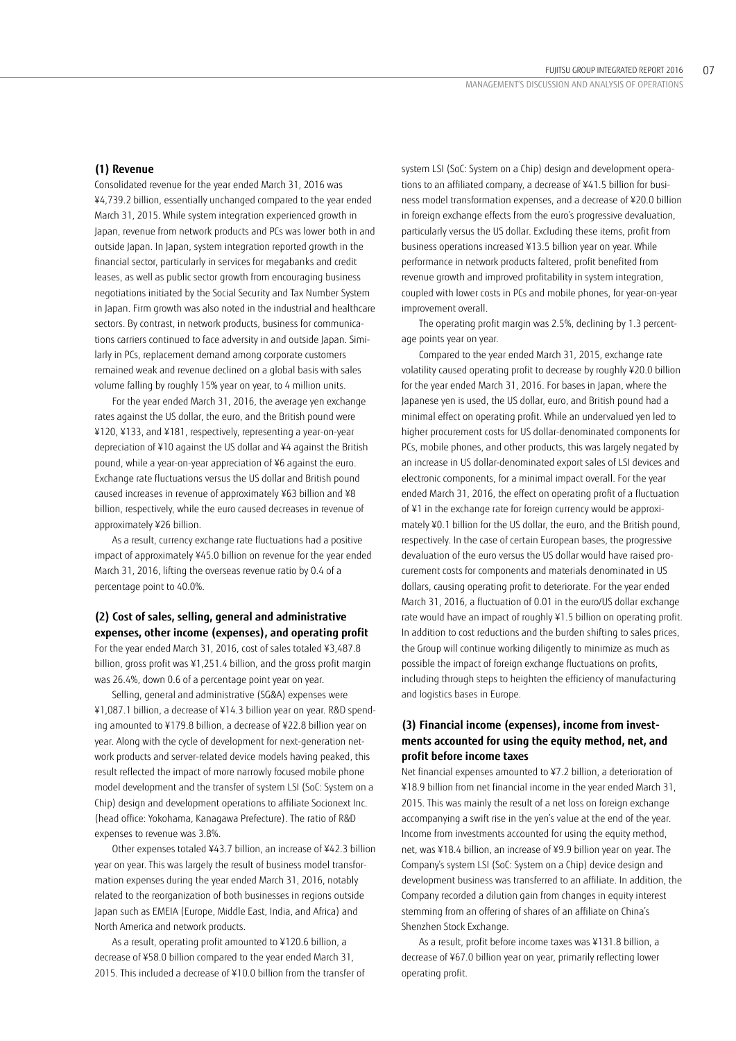### (1) Revenue

Consolidated revenue for the year ended March 31, 2016 was ¥4,739.2 billion, essentially unchanged compared to the year ended March 31, 2015. While system integration experienced growth in Japan, revenue from network products and PCs was lower both in and outside Japan. In Japan, system integration reported growth in the financial sector, particularly in services for megabanks and credit leases, as well as public sector growth from encouraging business negotiations initiated by the Social Security and Tax Number System in Japan. Firm growth was also noted in the industrial and healthcare sectors. By contrast, in network products, business for communications carriers continued to face adversity in and outside Japan. Similarly in PCs, replacement demand among corporate customers remained weak and revenue declined on a global basis with sales volume falling by roughly 15% year on year, to 4 million units.

For the year ended March 31, 2016, the average yen exchange rates against the US dollar, the euro, and the British pound were ¥120, ¥133, and ¥181, respectively, representing a year-on-year depreciation of ¥10 against the US dollar and ¥4 against the British pound, while a year-on-year appreciation of ¥6 against the euro. Exchange rate fluctuations versus the US dollar and British pound caused increases in revenue of approximately ¥63 billion and ¥8 billion, respectively, while the euro caused decreases in revenue of approximately ¥26 billion.

As a result, currency exchange rate fluctuations had a positive impact of approximately ¥45.0 billion on revenue for the year ended March 31, 2016, lifting the overseas revenue ratio by 0.4 of a percentage point to 40.0%.

### (2) Cost of sales, selling, general and administrative expenses, other income (expenses), and operating profit

For the year ended March 31, 2016, cost of sales totaled ¥3,487.8 billion, gross profit was ¥1,251.4 billion, and the gross profit margin was 26.4%, down 0.6 of a percentage point year on year.

Selling, general and administrative (SG&A) expenses were ¥1,087.1 billion, a decrease of ¥14.3 billion year on year. R&D spending amounted to ¥179.8 billion, a decrease of ¥22.8 billion year on year. Along with the cycle of development for next-generation network products and server-related device models having peaked, this result reflected the impact of more narrowly focused mobile phone model development and the transfer of system LSI (SoC: System on a Chip) design and development operations to affiliate Socionext Inc. (head office: Yokohama, Kanagawa Prefecture). The ratio of R&D expenses to revenue was 3.8%.

Other expenses totaled ¥43.7 billion, an increase of ¥42.3 billion year on year. This was largely the result of business model transformation expenses during the year ended March 31, 2016, notably related to the reorganization of both businesses in regions outside Japan such as EMEIA (Europe, Middle East, India, and Africa) and North America and network products.

As a result, operating profit amounted to ¥120.6 billion, a decrease of ¥58.0 billion compared to the year ended March 31, 2015. This included a decrease of ¥10.0 billion from the transfer of system LSI (SoC: System on a Chip) design and development operations to an affiliated company, a decrease of ¥41.5 billion for business model transformation expenses, and a decrease of ¥20.0 billion in foreign exchange effects from the euro's progressive devaluation, particularly versus the US dollar. Excluding these items, profit from business operations increased ¥13.5 billion year on year. While performance in network products faltered, profit benefited from revenue growth and improved profitability in system integration, coupled with lower costs in PCs and mobile phones, for year-on-year improvement overall.

The operating profit margin was 2.5%, declining by 1.3 percentage points year on year.

Compared to the year ended March 31, 2015, exchange rate volatility caused operating profit to decrease by roughly ¥20.0 billion for the year ended March 31, 2016. For bases in Japan, where the Japanese yen is used, the US dollar, euro, and British pound had a minimal effect on operating profit. While an undervalued yen led to higher procurement costs for US dollar-denominated components for PCs, mobile phones, and other products, this was largely negated by an increase in US dollar-denominated export sales of LSI devices and electronic components, for a minimal impact overall. For the year ended March 31, 2016, the effect on operating profit of a fluctuation of ¥1 in the exchange rate for foreign currency would be approximately ¥0.1 billion for the US dollar, the euro, and the British pound, respectively. In the case of certain European bases, the progressive devaluation of the euro versus the US dollar would have raised procurement costs for components and materials denominated in US dollars, causing operating profit to deteriorate. For the year ended March 31, 2016, a fluctuation of 0.01 in the euro/US dollar exchange rate would have an impact of roughly ¥1.5 billion on operating profit. In addition to cost reductions and the burden shifting to sales prices, the Group will continue working diligently to minimize as much as possible the impact of foreign exchange fluctuations on profits, including through steps to heighten the efficiency of manufacturing and logistics bases in Europe.

### (3) Financial income (expenses), income from investments accounted for using the equity method, net, and profit before income taxes

Net financial expenses amounted to ¥7.2 billion, a deterioration of ¥18.9 billion from net financial income in the year ended March 31, 2015. This was mainly the result of a net loss on foreign exchange accompanying a swift rise in the yen's value at the end of the year. Income from investments accounted for using the equity method, net, was ¥18.4 billion, an increase of ¥9.9 billion year on year. The Company's system LSI (SoC: System on a Chip) device design and development business was transferred to an affiliate. In addition, the Company recorded a dilution gain from changes in equity interest stemming from an offering of shares of an affiliate on China's Shenzhen Stock Exchange.

As a result, profit before income taxes was ¥131.8 billion, a decrease of ¥67.0 billion year on year, primarily reflecting lower operating profit.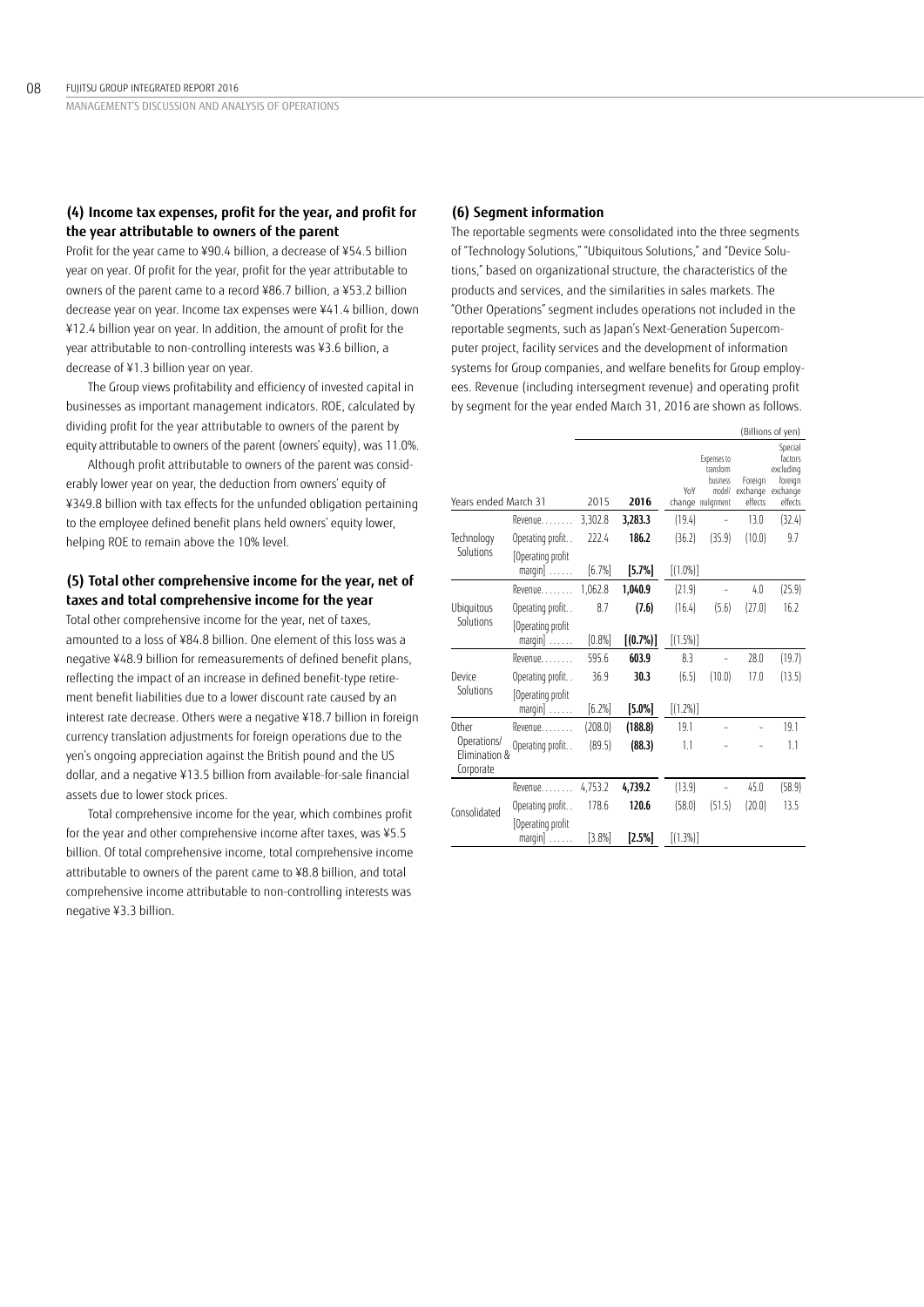### (4) Income tax expenses, profit for the year, and profit for the year attributable to owners of the parent

Profit for the year came to ¥90.4 billion, a decrease of ¥54.5 billion year on year. Of profit for the year, profit for the year attributable to owners of the parent came to a record ¥86.7 billion, a ¥53.2 billion decrease year on year. Income tax expenses were ¥41.4 billion, down ¥12.4 billion year on year. In addition, the amount of profit for the year attributable to non-controlling interests was ¥3.6 billion, a decrease of ¥1.3 billion year on year.

The Group views profitability and efficiency of invested capital in businesses as important management indicators. ROE, calculated by dividing profit for the year attributable to owners of the parent by equity attributable to owners of the parent (owners' equity), was 11.0%.

Although profit attributable to owners of the parent was considerably lower year on year, the deduction from owners' equity of ¥349.8 billion with tax effects for the unfunded obligation pertaining to the employee defined benefit plans held owners' equity lower, helping ROE to remain above the 10% level.

### (5) Total other comprehensive income for the year, net of taxes and total comprehensive income for the year

Total other comprehensive income for the year, net of taxes, amounted to a loss of ¥84.8 billion. One element of this loss was a negative ¥48.9 billion for remeasurements of defined benefit plans, reflecting the impact of an increase in defined benefit-type retirement benefit liabilities due to a lower discount rate caused by an interest rate decrease. Others were a negative ¥18.7 billion in foreign currency translation adjustments for foreign operations due to the yen's ongoing appreciation against the British pound and the US dollar, and a negative ¥13.5 billion from available-for-sale financial assets due to lower stock prices.

Total comprehensive income for the year, which combines profit for the year and other comprehensive income after taxes, was ¥5.5 billion. Of total comprehensive income, total comprehensive income attributable to owners of the parent came to ¥8.8 billion, and total comprehensive income attributable to non-controlling interests was negative ¥3.3 billion.

### (6) Segment information

The reportable segments were consolidated into the three segments of "Technology Solutions," "Ubiquitous Solutions," and "Device Solutions," based on organizational structure, the characteristics of the products and services, and the similarities in sales markets. The "Other Operations" segment includes operations not included in the reportable segments, such as Japan's Next-Generation Supercomputer project, facility services and the development of information systems for Group companies, and welfare benefits for Group employees. Revenue (including intersegment revenue) and operating profit by segment for the year ended March 31, 2016 are shown as follows.

(Billions of yen)

| Years ended March 31 | | 2015 | 2016 | YoY change | Expenses to transform business model/ realignment | Foreign exchange effects | Special factors excluding foreign exchange effects |
|---|---|---|---|---|---|---|---|
| Technology Solutions | Revenue | 3,302.8 | **3,283.3** | (19.4) | – | 13.0 | (32.4) |
| | Operating profit | 222.4 | **186.2** | (36.2) | (35.9) | (10.0) | 9.7 |
| | [Operating profit margin] | [6.7%] | **[5.7%]** | [(1.0%)] | | | |
| Ubiquitous Solutions | Revenue | 1,062.8 | **1,040.9** | (21.9) | – | 4.0 | (25.9) |
| | Operating profit | 8.7 | **(7.6)** | (16.4) | (5.6) | (27.0) | 16.2 |
| | [Operating profit margin] | [0.8%] | **[(0.7%)]** | [(1.5%)] | | | |
| Device Solutions | Revenue | 595.6 | **603.9** | 8.3 | – | 28.0 | (19.7) |
| | Operating profit | 36.9 | **30.3** | (6.5) | (10.0) | 17.0 | (13.5) |
| | [Operating profit margin] | [6.2%] | **[5.0%]** | [(1.2%)] | | | |
| Other Operations/ Elimination & Corporate | Revenue | (208.0) | **(188.8)** | 19.1 | – | – | 19.1 |
| | Operating profit | (89.5) | **(88.3)** | 1.1 | – | – | 1.1 |
| Consolidated | Revenue | 4,753.2 | **4,739.2** | (13.9) | – | 45.0 | (58.9) |
| | Operating profit | 178.6 | **120.6** | (58.0) | (51.5) | (20.0) | 13.5 |
| | [Operating profit margin] | [3.8%] | **[2.5%]** | [(1.3%)] | | | |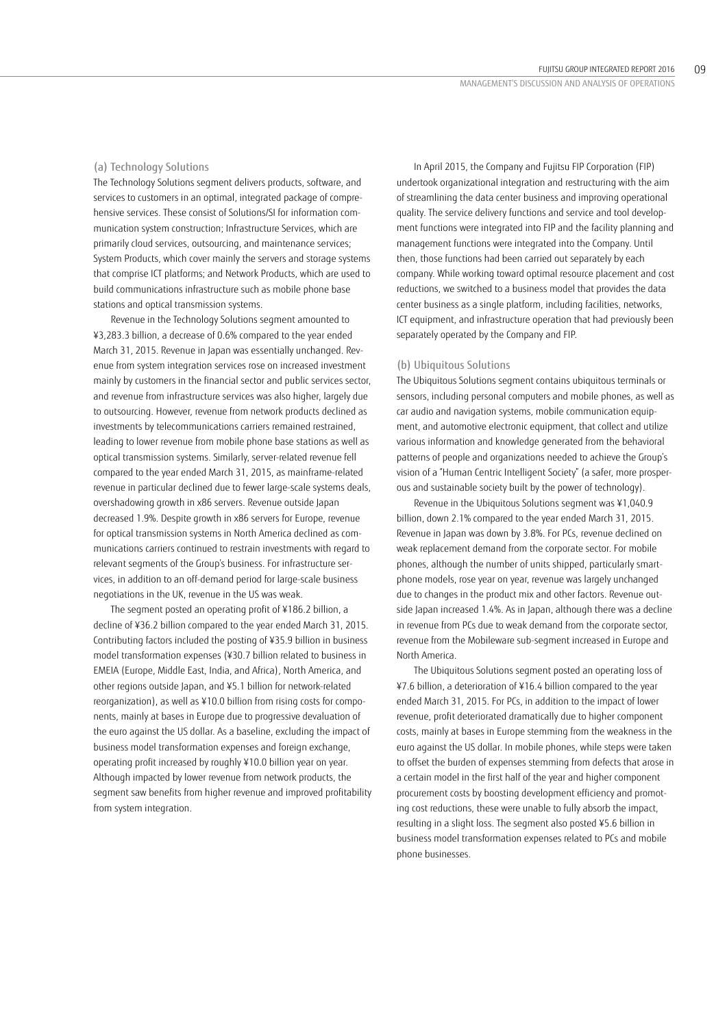### (a) Technology Solutions

The Technology Solutions segment delivers products, software, and services to customers in an optimal, integrated package of comprehensive services. These consist of Solutions/SI for information communication system construction; Infrastructure Services, which are primarily cloud services, outsourcing, and maintenance services; System Products, which cover mainly the servers and storage systems that comprise ICT platforms; and Network Products, which are used to build communications infrastructure such as mobile phone base stations and optical transmission systems.

Revenue in the Technology Solutions segment amounted to ¥3,283.3 billion, a decrease of 0.6% compared to the year ended March 31, 2015. Revenue in Japan was essentially unchanged. Revenue from system integration services rose on increased investment mainly by customers in the financial sector and public services sector, and revenue from infrastructure services was also higher, largely due to outsourcing. However, revenue from network products declined as investments by telecommunications carriers remained restrained, leading to lower revenue from mobile phone base stations as well as optical transmission systems. Similarly, server-related revenue fell compared to the year ended March 31, 2015, as mainframe-related revenue in particular declined due to fewer large-scale systems deals, overshadowing growth in x86 servers. Revenue outside Japan decreased 1.9%. Despite growth in x86 servers for Europe, revenue for optical transmission systems in North America declined as communications carriers continued to restrain investments with regard to relevant segments of the Group's business. For infrastructure services, in addition to an off-demand period for large-scale business negotiations in the UK, revenue in the US was weak.

The segment posted an operating profit of ¥186.2 billion, a decline of ¥36.2 billion compared to the year ended March 31, 2015. Contributing factors included the posting of ¥35.9 billion in business model transformation expenses (¥30.7 billion related to business in EMEIA (Europe, Middle East, India, and Africa), North America, and other regions outside Japan, and ¥5.1 billion for network-related reorganization), as well as ¥10.0 billion from rising costs for components, mainly at bases in Europe due to progressive devaluation of the euro against the US dollar. As a baseline, excluding the impact of business model transformation expenses and foreign exchange, operating profit increased by roughly ¥10.0 billion year on year. Although impacted by lower revenue from network products, the segment saw benefits from higher revenue and improved profitability from system integration.

In April 2015, the Company and Fujitsu FIP Corporation (FIP) undertook organizational integration and restructuring with the aim of streamlining the data center business and improving operational quality. The service delivery functions and service and tool development functions were integrated into FIP and the facility planning and management functions were integrated into the Company. Until then, those functions had been carried out separately by each company. While working toward optimal resource placement and cost reductions, we switched to a business model that provides the data center business as a single platform, including facilities, networks, ICT equipment, and infrastructure operation that had previously been separately operated by the Company and FIP.

### (b) Ubiquitous Solutions

The Ubiquitous Solutions segment contains ubiquitous terminals or sensors, including personal computers and mobile phones, as well as car audio and navigation systems, mobile communication equipment, and automotive electronic equipment, that collect and utilize various information and knowledge generated from the behavioral patterns of people and organizations needed to achieve the Group's vision of a "Human Centric Intelligent Society" (a safer, more prosperous and sustainable society built by the power of technology).

Revenue in the Ubiquitous Solutions segment was ¥1,040.9 billion, down 2.1% compared to the year ended March 31, 2015. Revenue in Japan was down by 3.8%. For PCs, revenue declined on weak replacement demand from the corporate sector. For mobile phones, although the number of units shipped, particularly smartphone models, rose year on year, revenue was largely unchanged due to changes in the product mix and other factors. Revenue outside Japan increased 1.4%. As in Japan, although there was a decline in revenue from PCs due to weak demand from the corporate sector, revenue from the Mobileware sub-segment increased in Europe and North America.

The Ubiquitous Solutions segment posted an operating loss of ¥7.6 billion, a deterioration of ¥16.4 billion compared to the year ended March 31, 2015. For PCs, in addition to the impact of lower revenue, profit deteriorated dramatically due to higher component costs, mainly at bases in Europe stemming from the weakness in the euro against the US dollar. In mobile phones, while steps were taken to offset the burden of expenses stemming from defects that arose in a certain model in the first half of the year and higher component procurement costs by boosting development efficiency and promoting cost reductions, these were unable to fully absorb the impact, resulting in a slight loss. The segment also posted ¥5.6 billion in business model transformation expenses related to PCs and mobile phone businesses.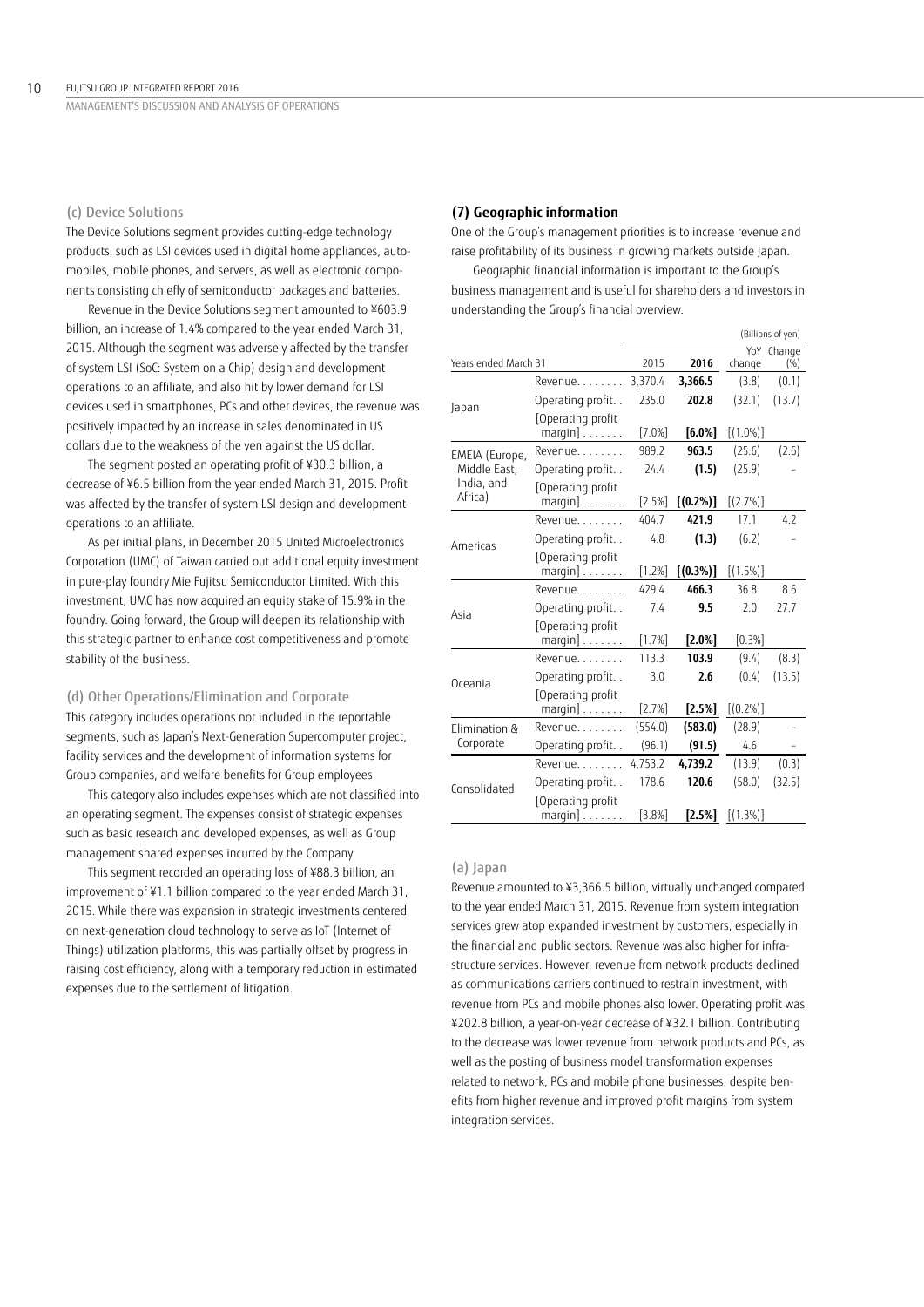### (c) Device Solutions

The Device Solutions segment provides cutting-edge technology products, such as LSI devices used in digital home appliances, automobiles, mobile phones, and servers, as well as electronic components consisting chiefly of semiconductor packages and batteries.

Revenue in the Device Solutions segment amounted to ¥603.9 billion, an increase of 1.4% compared to the year ended March 31, 2015. Although the segment was adversely affected by the transfer of system LSI (SoC: System on a Chip) design and development operations to an affiliate, and also hit by lower demand for LSI devices used in smartphones, PCs and other devices, the revenue was positively impacted by an increase in sales denominated in US dollars due to the weakness of the yen against the US dollar.

The segment posted an operating profit of ¥30.3 billion, a decrease of ¥6.5 billion from the year ended March 31, 2015. Profit was affected by the transfer of system LSI design and development operations to an affiliate.

As per initial plans, in December 2015 United Microelectronics Corporation (UMC) of Taiwan carried out additional equity investment in pure-play foundry Mie Fujitsu Semiconductor Limited. With this investment, UMC has now acquired an equity stake of 15.9% in the foundry. Going forward, the Group will deepen its relationship with this strategic partner to enhance cost competitiveness and promote stability of the business.

### (d) Other Operations/Elimination and Corporate

This category includes operations not included in the reportable segments, such as Japan's Next-Generation Supercomputer project, facility services and the development of information systems for Group companies, and welfare benefits for Group employees.

This category also includes expenses which are not classified into an operating segment. The expenses consist of strategic expenses such as basic research and developed expenses, as well as Group management shared expenses incurred by the Company.

This segment recorded an operating loss of ¥88.3 billion, an improvement of ¥1.1 billion compared to the year ended March 31, 2015. While there was expansion in strategic investments centered on next-generation cloud technology to serve as IoT (Internet of Things) utilization platforms, this was partially offset by progress in raising cost efficiency, along with a temporary reduction in estimated expenses due to the settlement of litigation.

## (7) Geographic information

One of the Group's management priorities is to increase revenue and raise profitability of its business in growing markets outside Japan.

Geographic financial information is important to the Group's business management and is useful for shareholders and investors in understanding the Group's financial overview.

(Billions of yen)

| Years ended March 31 | | 2015 | **2016** | YoY change | Change (%) |
|---|---|---|---|---|---|
| Japan | Revenue | 3,370.4 | **3,366.5** | (3.8) | (0.1) |
| | Operating profit | 235.0 | **202.8** | (32.1) | (13.7) |
| | [Operating profit margin] | [7.0%] | **[6.0%]** | [(1.0%)] | |
| EMEIA (Europe, Middle East, India, and Africa) | Revenue | 989.2 | **963.5** | (25.6) | (2.6) |
| | Operating profit | 24.4 | **(1.5)** | (25.9) | – |
| | [Operating profit margin] | [2.5%] | **[(0.2%)]** | [(2.7%)] | |
| Americas | Revenue | 404.7 | **421.9** | 17.1 | 4.2 |
| | Operating profit | 4.8 | **(1.3)** | (6.2) | – |
| | [Operating profit margin] | [1.2%] | **[(0.3%)]** | [(1.5%)] | |
| Asia | Revenue | 429.4 | **466.3** | 36.8 | 8.6 |
| | Operating profit | 7.4 | **9.5** | 2.0 | 27.7 |
| | [Operating profit margin] | [1.7%] | **[2.0%]** | [0.3%] | |
| Oceania | Revenue | 113.3 | **103.9** | (9.4) | (8.3) |
| | Operating profit | 3.0 | **2.6** | (0.4) | (13.5) |
| | [Operating profit margin] | [2.7%] | **[2.5%]** | [(0.2%)] | |
| Elimination & Corporate | Revenue | (554.0) | **(583.0)** | (28.9) | – |
| | Operating profit | (96.1) | **(91.5)** | 4.6 | – |
| Consolidated | Revenue | 4,753.2 | **4,739.2** | (13.9) | (0.3) |
| | Operating profit | 178.6 | **120.6** | (58.0) | (32.5) |
| | [Operating profit margin] | [3.8%] | **[2.5%]** | [(1.3%)] | |

### (a) Japan

Revenue amounted to ¥3,366.5 billion, virtually unchanged compared to the year ended March 31, 2015. Revenue from system integration services grew atop expanded investment by customers, especially in the financial and public sectors. Revenue was also higher for infrastructure services. However, revenue from network products declined as communications carriers continued to restrain investment, with revenue from PCs and mobile phones also lower. Operating profit was ¥202.8 billion, a year-on-year decrease of ¥32.1 billion. Contributing to the decrease was lower revenue from network products and PCs, as well as the posting of business model transformation expenses related to network, PCs and mobile phone businesses, despite benefits from higher revenue and improved profit margins from system integration services.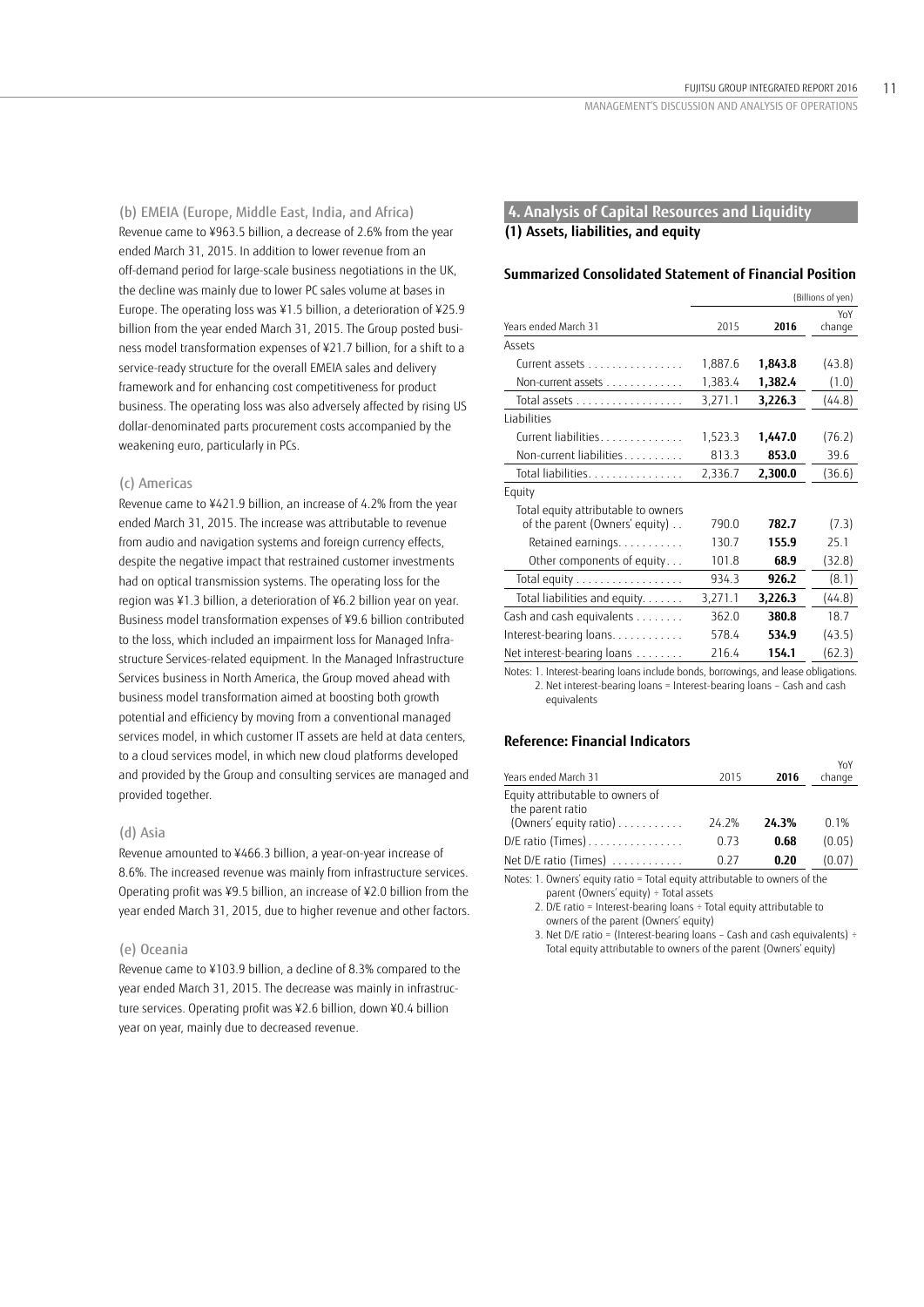### (b) EMEIA (Europe, Middle East, India, and Africa)

Revenue came to ¥963.5 billion, a decrease of 2.6% from the year ended March 31, 2015. In addition to lower revenue from an off-demand period for large-scale business negotiations in the UK, the decline was mainly due to lower PC sales volume at bases in Europe. The operating loss was ¥1.5 billion, a deterioration of ¥25.9 billion from the year ended March 31, 2015. The Group posted business model transformation expenses of ¥21.7 billion, for a shift to a service-ready structure for the overall EMEIA sales and delivery framework and for enhancing cost competitiveness for product business. The operating loss was also adversely affected by rising US dollar-denominated parts procurement costs accompanied by the weakening euro, particularly in PCs.

### (c) Americas

Revenue came to ¥421.9 billion, an increase of 4.2% from the year ended March 31, 2015. The increase was attributable to revenue from audio and navigation systems and foreign currency effects, despite the negative impact that restrained customer investments had on optical transmission systems. The operating loss for the region was ¥1.3 billion, a deterioration of ¥6.2 billion year on year. Business model transformation expenses of ¥9.6 billion contributed to the loss, which included an impairment loss for Managed Infrastructure Services-related equipment. In the Managed Infrastructure Services business in North America, the Group moved ahead with business model transformation aimed at boosting both growth potential and efficiency by moving from a conventional managed services model, in which customer IT assets are held at data centers, to a cloud services model, in which new cloud platforms developed and provided by the Group and consulting services are managed and provided together.

### (d) Asia

Revenue amounted to ¥466.3 billion, a year-on-year increase of 8.6%. The increased revenue was mainly from infrastructure services. Operating profit was ¥9.5 billion, an increase of ¥2.0 billion from the year ended March 31, 2015, due to higher revenue and other factors.

### (e) Oceania

Revenue came to ¥103.9 billion, a decline of 8.3% compared to the year ended March 31, 2015. The decrease was mainly in infrastructure services. Operating profit was ¥2.6 billion, down ¥0.4 billion year on year, mainly due to decreased revenue.

## 4. Analysis of Capital Resources and Liquidity

### (1) Assets, liabilities, and equity

#### Summarized Consolidated Statement of Financial Position

(Billions of yen)

| Years ended March 31 | 2015 | 2016 | YoY change |
|---|---|---|---|
| Assets | | | |
| Current assets | 1,887.6 | **1,843.8** | (43.8) |
| Non-current assets | 1,383.4 | **1,382.4** | (1.0) |
| Total assets | 3,271.1 | **3,226.3** | (44.8) |
| Liabilities | | | |
| Current liabilities | 1,523.3 | **1,447.0** | (76.2) |
| Non-current liabilities | 813.3 | **853.0** | 39.6 |
| Total liabilities | 2,336.7 | **2,300.0** | (36.6) |
| Equity | | | |
| Total equity attributable to owners of the parent (Owners' equity) | 790.0 | **782.7** | (7.3) |
| Retained earnings | 130.7 | **155.9** | 25.1 |
| Other components of equity | 101.8 | **68.9** | (32.8) |
| Total equity | 934.3 | **926.2** | (8.1) |
| Total liabilities and equity | 3,271.1 | **3,226.3** | (44.8) |
| Cash and cash equivalents | 362.0 | **380.8** | 18.7 |
| Interest-bearing loans | 578.4 | **534.9** | (43.5) |
| Net interest-bearing loans | 216.4 | **154.1** | (62.3) |

Notes: 1. Interest-bearing loans include bonds, borrowings, and lease obligations.
2. Net interest-bearing loans = Interest-bearing loans − Cash and cash equivalents

#### Reference: Financial Indicators

| Years ended March 31 | 2015 | 2016 | YoY change |
|---|---|---|---|
| Equity attributable to owners of the parent ratio (Owners' equity ratio) | 24.2% | **24.3%** | 0.1% |
| D/E ratio (Times) | 0.73 | **0.68** | (0.05) |
| Net D/E ratio (Times) | 0.27 | **0.20** | (0.07) |

Notes: 1. Owners' equity ratio = Total equity attributable to owners of the parent (Owners' equity) ÷ Total assets
2. D/E ratio = Interest-bearing loans ÷ Total equity attributable to owners of the parent (Owners' equity)
3. Net D/E ratio = (Interest-bearing loans − Cash and cash equivalents) ÷ Total equity attributable to owners of the parent (Owners' equity)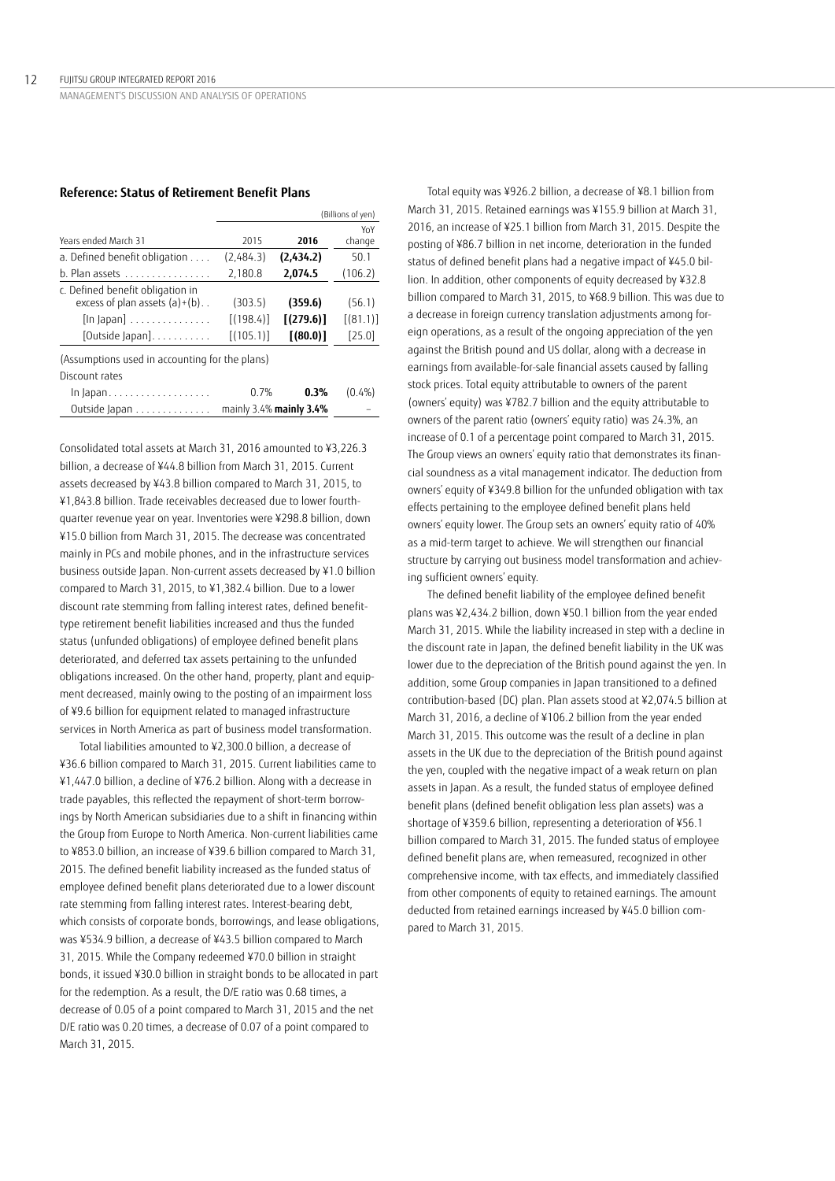### Reference: Status of Retirement Benefit Plans

| | | | (Billions of yen) |
|---|---|---|---|
| Years ended March 31 | 2015 | **2016** | YoY change |
| a. Defined benefit obligation | (2,484.3) | **(2,434.2)** | 50.1 |
| b. Plan assets | 2,180.8 | **2,074.5** | (106.2) |
| c. Defined benefit obligation in excess of plan assets (a)+(b) | (303.5) | **(359.6)** | (56.1) |
| [In Japan] | [(198.4)] | **[(279.6)]** | [(81.1)] |
| [Outside Japan] | [(105.1)] | **[(80.0)]** | [25.0] |
| (Assumptions used in accounting for the plans) | | | |
| Discount rates | | | |
| In Japan | 0.7% | **0.3%** | (0.4%) |
| Outside Japan | mainly 3.4% | **mainly 3.4%** | – |

Consolidated total assets at March 31, 2016 amounted to ¥3,226.3 billion, a decrease of ¥44.8 billion from March 31, 2015. Current assets decreased by ¥43.8 billion compared to March 31, 2015, to ¥1,843.8 billion. Trade receivables decreased due to lower fourth-quarter revenue year on year. Inventories were ¥298.8 billion, down ¥15.0 billion from March 31, 2015. The decrease was concentrated mainly in PCs and mobile phones, and in the infrastructure services business outside Japan. Non-current assets decreased by ¥1.0 billion compared to March 31, 2015, to ¥1,382.4 billion. Due to a lower discount rate stemming from falling interest rates, defined benefit-type retirement benefit liabilities increased and thus the funded status (unfunded obligations) of employee defined benefit plans deteriorated, and deferred tax assets pertaining to the unfunded obligations increased. On the other hand, property, plant and equipment decreased, mainly owing to the posting of an impairment loss of ¥9.6 billion for equipment related to managed infrastructure services in North America as part of business model transformation.

Total liabilities amounted to ¥2,300.0 billion, a decrease of ¥36.6 billion compared to March 31, 2015. Current liabilities came to ¥1,447.0 billion, a decline of ¥76.2 billion. Along with a decrease in trade payables, this reflected the repayment of short-term borrowings by North American subsidiaries due to a shift in financing within the Group from Europe to North America. Non-current liabilities came to ¥853.0 billion, an increase of ¥39.6 billion compared to March 31, 2015. The defined benefit liability increased as the funded status of employee defined benefit plans deteriorated due to a lower discount rate stemming from falling interest rates. Interest-bearing debt, which consists of corporate bonds, borrowings, and lease obligations, was ¥534.9 billion, a decrease of ¥43.5 billion compared to March 31, 2015. While the Company redeemed ¥70.0 billion in straight bonds, it issued ¥30.0 billion in straight bonds to be allocated in part for the redemption. As a result, the D/E ratio was 0.68 times, a decrease of 0.05 of a point compared to March 31, 2015 and the net D/E ratio was 0.20 times, a decrease of 0.07 of a point compared to March 31, 2015.

Total equity was ¥926.2 billion, a decrease of ¥8.1 billion from March 31, 2015. Retained earnings was ¥155.9 billion at March 31, 2016, an increase of ¥25.1 billion from March 31, 2015. Despite the posting of ¥86.7 billion in net income, deterioration in the funded status of defined benefit plans had a negative impact of ¥45.0 billion. In addition, other components of equity decreased by ¥32.8 billion compared to March 31, 2015, to ¥68.9 billion. This was due to a decrease in foreign currency translation adjustments among foreign operations, as a result of the ongoing appreciation of the yen against the British pound and US dollar, along with a decrease in earnings from available-for-sale financial assets caused by falling stock prices. Total equity attributable to owners of the parent (owners' equity) was ¥782.7 billion and the equity attributable to owners of the parent ratio (owners' equity ratio) was 24.3%, an increase of 0.1 of a percentage point compared to March 31, 2015. The Group views an owners' equity ratio that demonstrates its financial soundness as a vital management indicator. The deduction from owners' equity of ¥349.8 billion for the unfunded obligation with tax effects pertaining to the employee defined benefit plans held owners' equity lower. The Group sets an owners' equity ratio of 40% as a mid-term target to achieve. We will strengthen our financial structure by carrying out business model transformation and achieving sufficient owners' equity.

The defined benefit liability of the employee defined benefit plans was ¥2,434.2 billion, down ¥50.1 billion from the year ended March 31, 2015. While the liability increased in step with a decline in the discount rate in Japan, the defined benefit liability in the UK was lower due to the depreciation of the British pound against the yen. In addition, some Group companies in Japan transitioned to a defined contribution-based (DC) plan. Plan assets stood at ¥2,074.5 billion at March 31, 2016, a decline of ¥106.2 billion from the year ended March 31, 2015. This outcome was the result of a decline in plan assets in the UK due to the depreciation of the British pound against the yen, coupled with the negative impact of a weak return on plan assets in Japan. As a result, the funded status of employee defined benefit plans (defined benefit obligation less plan assets) was a shortage of ¥359.6 billion, representing a deterioration of ¥56.1 billion compared to March 31, 2015. The funded status of employee defined benefit plans are, when remeasured, recognized in other comprehensive income, with tax effects, and immediately classified from other components of equity to retained earnings. The amount deducted from retained earnings increased by ¥45.0 billion compared to March 31, 2015.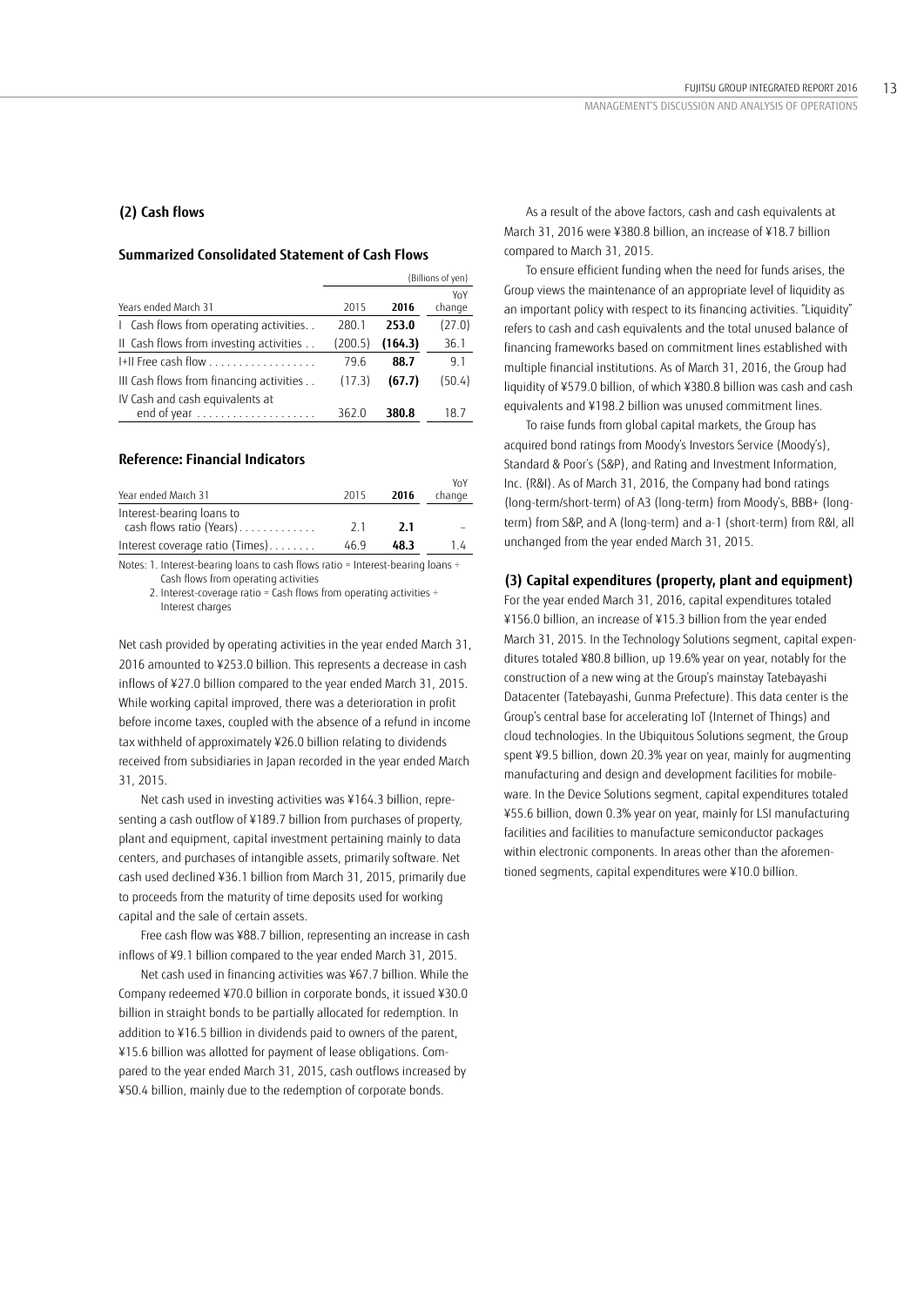## (2) Cash flows

### Summarized Consolidated Statement of Cash Flows

| | | | (Billions of yen) |
|---|---|---|---|
| Years ended March 31 | 2015 | **2016** | YoY change |
| I Cash flows from operating activities | 280.1 | **253.0** | (27.0) |
| II Cash flows from investing activities | (200.5) | **(164.3)** | 36.1 |
| I+II Free cash flow | 79.6 | **88.7** | 9.1 |
| III Cash flows from financing activities | (17.3) | **(67.7)** | (50.4) |
| IV Cash and cash equivalents at end of year | 362.0 | **380.8** | 18.7 |

### Reference: Financial Indicators

| Year ended March 31 | 2015 | **2016** | YoY change |
|---|---|---|---|
| Interest-bearing loans to cash flows ratio (Years) | 2.1 | **2.1** | – |
| Interest coverage ratio (Times) | 46.9 | **48.3** | 1.4 |

Notes: 1. Interest-bearing loans to cash flows ratio = Interest-bearing loans ÷ Cash flows from operating activities

2. Interest-coverage ratio = Cash flows from operating activities ÷ Interest charges

Net cash provided by operating activities in the year ended March 31, 2016 amounted to ¥253.0 billion. This represents a decrease in cash inflows of ¥27.0 billion compared to the year ended March 31, 2015. While working capital improved, there was a deterioration in profit before income taxes, coupled with the absence of a refund in income tax withheld of approximately ¥26.0 billion relating to dividends received from subsidiaries in Japan recorded in the year ended March 31, 2015.

Net cash used in investing activities was ¥164.3 billion, representing a cash outflow of ¥189.7 billion from purchases of property, plant and equipment, capital investment pertaining mainly to data centers, and purchases of intangible assets, primarily software. Net cash used declined ¥36.1 billion from March 31, 2015, primarily due to proceeds from the maturity of time deposits used for working capital and the sale of certain assets.

Free cash flow was ¥88.7 billion, representing an increase in cash inflows of ¥9.1 billion compared to the year ended March 31, 2015.

Net cash used in financing activities was ¥67.7 billion. While the Company redeemed ¥70.0 billion in corporate bonds, it issued ¥30.0 billion in straight bonds to be partially allocated for redemption. In addition to ¥16.5 billion in dividends paid to owners of the parent, ¥15.6 billion was allotted for payment of lease obligations. Compared to the year ended March 31, 2015, cash outflows increased by ¥50.4 billion, mainly due to the redemption of corporate bonds.

As a result of the above factors, cash and cash equivalents at March 31, 2016 were ¥380.8 billion, an increase of ¥18.7 billion compared to March 31, 2015.

To ensure efficient funding when the need for funds arises, the Group views the maintenance of an appropriate level of liquidity as an important policy with respect to its financing activities. "Liquidity" refers to cash and cash equivalents and the total unused balance of financing frameworks based on commitment lines established with multiple financial institutions. As of March 31, 2016, the Group had liquidity of ¥579.0 billion, of which ¥380.8 billion was cash and cash equivalents and ¥198.2 billion was unused commitment lines.

To raise funds from global capital markets, the Group has acquired bond ratings from Moody's Investors Service (Moody's), Standard & Poor's (S&P), and Rating and Investment Information, Inc. (R&I). As of March 31, 2016, the Company had bond ratings (long-term/short-term) of A3 (long-term) from Moody's, BBB+ (long-term) from S&P, and A (long-term) and a-1 (short-term) from R&I, all unchanged from the year ended March 31, 2015.

## (3) Capital expenditures (property, plant and equipment)

For the year ended March 31, 2016, capital expenditures totaled ¥156.0 billion, an increase of ¥15.3 billion from the year ended March 31, 2015. In the Technology Solutions segment, capital expenditures totaled ¥80.8 billion, up 19.6% year on year, notably for the construction of a new wing at the Group's mainstay Tatebayashi Datacenter (Tatebayashi, Gunma Prefecture). This data center is the Group's central base for accelerating IoT (Internet of Things) and cloud technologies. In the Ubiquitous Solutions segment, the Group spent ¥9.5 billion, down 20.3% year on year, mainly for augmenting manufacturing and design and development facilities for mobileware. In the Device Solutions segment, capital expenditures totaled ¥55.6 billion, down 0.3% year on year, mainly for LSI manufacturing facilities and facilities to manufacture semiconductor packages within electronic components. In areas other than the aforementioned segments, capital expenditures were ¥10.0 billion.